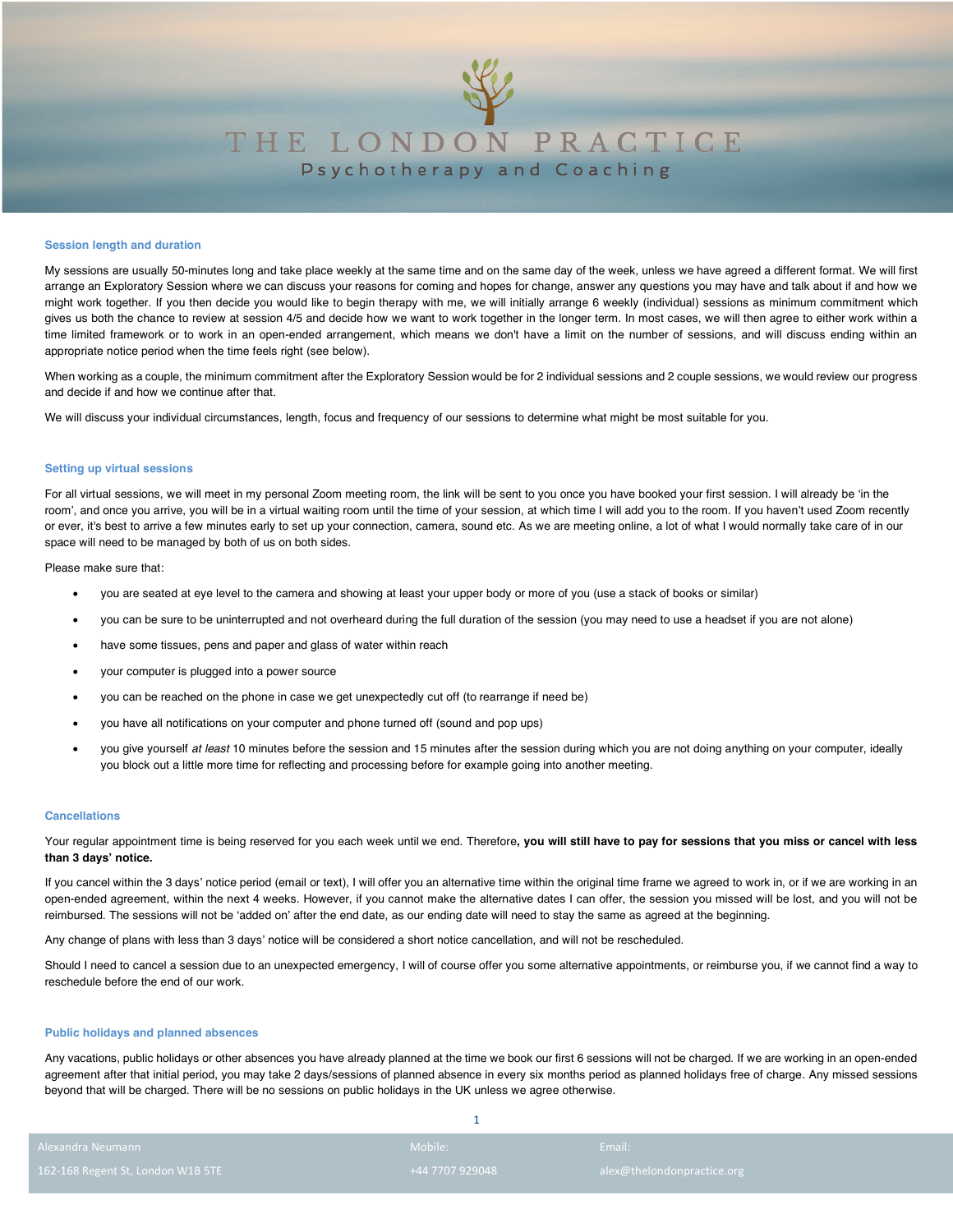# THE LONDON PRACTICE

Psychotherapy and Coaching

## Session length and duration

My sessions are usually 50-minutes long and take place weekly at the same time and on the same day of the week, unless we have agreed a different format. We will first arrange an Exploratory Session where we can discuss your reasons for coming and hopes for change, answer any questions you may have and talk about if and how we might work together. If you then decide you would like to begin therapy with me, we will initially arrange 6 weekly (individual) sessions as minimum commitment which gives us both the chance to review at session 4/5 and decide how we want to work together in the longer term. In most cases, we will then agree to either work within a time limited framework or to work in an open-ended arrangement, which means we don't have a limit on the number of sessions, and will discuss ending within an appropriate notice period when the time feels right (see below).

When working as a couple, the minimum commitment after the Exploratory Session would be for 2 individual sessions and 2 couple sessions, we would review our progress and decide if and how we continue after that.

We will discuss your individual circumstances, length, focus and frequency of our sessions to determine what might be most suitable for you.

## Setting up virtual sessions

For all virtual sessions, we will meet in my personal Zoom meeting room, the link will be sent to you once you have booked your first session. I will already be 'in the room', and once you arrive, you will be in a virtual waiting room until the time of your session, at which time I will add you to the room. If you haven't used Zoom recently or ever, it's best to arrive a few minutes early to set up your connection, camera, sound etc. As we are meeting online, a lot of what I would normally take care of in our space will need to be managed by both of us on both sides.

Please make sure that:

- you are seated at eye level to the camera and showing at least your upper body or more of you (use a stack of books or similar)
- you can be sure to be uninterrupted and not overheard during the full duration of the session (you may need to use a headset if you are not alone)
- have some tissues, pens and paper and glass of water within reach
- your computer is plugged into a power source
- you can be reached on the phone in case we get unexpectedly cut off (to rearrange if need be)
- you have all notifications on your computer and phone turned off (sound and pop ups)
- you give yourself *at least* 10 minutes before the session and 15 minutes after the session during which you are not doing anything on your computer, ideally you block out a little more time for reflecting and processing before for example going into another meeting.

## Cancellations

Your regular appointment time is being reserved for you each week until we end. Therefore**, you will still have to pay for sessions that you miss or cancel with less than 3 days' notice.**

If you cancel within the 3 days' notice period (email or text), I will offer you an alternative time within the original time frame we agreed to work in, or if we are working in an open-ended agreement, within the next 4 weeks. However, if you cannot make the alternative dates I can offer, the session you missed will be lost, and you will not be reimbursed. The sessions will not be 'added on' after the end date, as our ending date will need to stay the same as agreed at the beginning.

Any change of plans with less than 3 days' notice will be considered a short notice cancellation, and will not be rescheduled.

Should I need to cancel a session due to an unexpected emergency, I will of course offer you some alternative appointments, or reimburse you, if we cannot find a way to reschedule before the end of our work.

## Public holidays and planned absences

Any vacations, public holidays or other absences you have already planned at the time we book our first 6 sessions will not be charged. If we are working in an open-ended agreement after that initial period, you may take 2 days/sessions of planned absence in every six months period as planned holidays free of charge. Any missed sessions beyond that will be charged. There will be no sessions on public holidays in the UK unless we agree otherwise.

Alexandra Neumann
162-168 Regent St, London W1B 5TE
Mobile: +44 7707 929048
Email: alex@thelondonpractice.org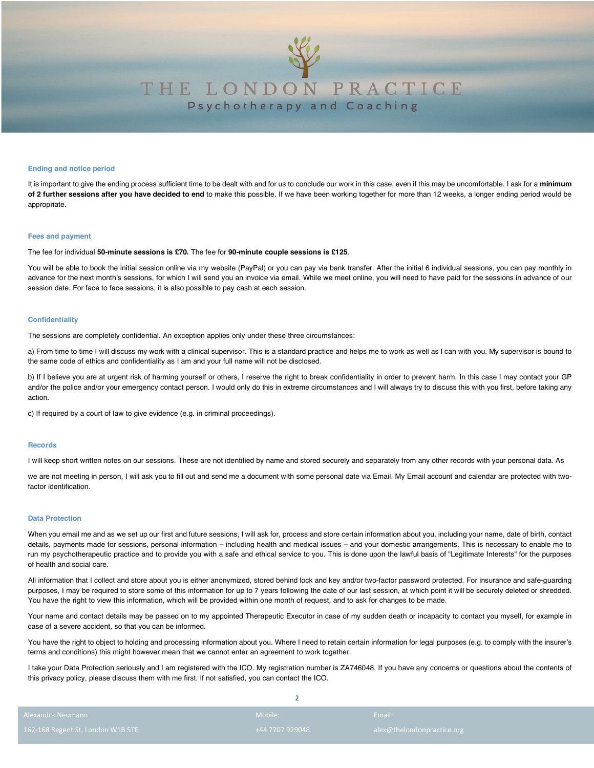## Ending and notice period

It is important to give the ending process sufficient time to be dealt with and for us to conclude our work in this case, even if this may be uncomfortable. I ask for a **minimum of 2 further sessions after you have decided to end** to make this possible. If we have been working together for more than 12 weeks, a longer ending period would be appropriate.

## Fees and payment

The fee for individual **50-minute sessions is £70.** The fee for **90-minute couple sessions is £125**.

You will be able to book the initial session online via my website (PayPal) or you can pay via bank transfer. After the initial 6 individual sessions, you can pay monthly in advance for the next month's sessions, for which I will send you an invoice via email. While we meet online, you will need to have paid for the sessions in advance of our session date. For face to face sessions, it is also possible to pay cash at each session.

## Confidentiality

The sessions are completely confidential. An exception applies only under these three circumstances:

a) From time to time I will discuss my work with a clinical supervisor. This is a standard practice and helps me to work as well as I can with you. My supervisor is bound to the same code of ethics and confidentiality as I am and your full name will not be disclosed.

b) If I believe you are at urgent risk of harming yourself or others, I reserve the right to break confidentiality in order to prevent harm. In this case I may contact your GP and/or the police and/or your emergency contact person. I would only do this in extreme circumstances and I will always try to discuss this with you first, before taking any action.

c) If required by a court of law to give evidence (e.g. in criminal proceedings).

## Records

I will keep short written notes on our sessions. These are not identified by name and stored securely and separately from any other records with your personal data. As

we are not meeting in person, I will ask you to fill out and send me a document with some personal date via Email. My Email account and calendar are protected with two-factor identification.

## Data Protection

When you email me and as we set up our first and future sessions, I will ask for, process and store certain information about you, including your name, date of birth, contact details, payments made for sessions, personal information – including health and medical issues – and your domestic arrangements. This is necessary to enable me to run my psychotherapeutic practice and to provide you with a safe and ethical service to you. This is done upon the lawful basis of "Legitimate Interests" for the purposes of health and social care.

All information that I collect and store about you is either anonymized, stored behind lock and key and/or two-factor password protected. For insurance and safe-guarding purposes, I may be required to store some of this information for up to 7 years following the date of our last session, at which point it will be securely deleted or shredded. You have the right to view this information, which will be provided within one month of request, and to ask for changes to be made.

Your name and contact details may be passed on to my appointed Therapeutic Executor in case of my sudden death or incapacity to contact you myself, for example in case of a severe accident, so that you can be informed.

You have the right to object to holding and processing information about you. Where I need to retain certain information for legal purposes (e.g. to comply with the insurer's terms and conditions) this might however mean that we cannot enter an agreement to work together.

I take your Data Protection seriously and I am registered with the ICO. My registration number is ZA746048. If you have any concerns or questions about the contents of this privacy policy, please discuss them with me first. If not satisfied, you can contact the ICO.